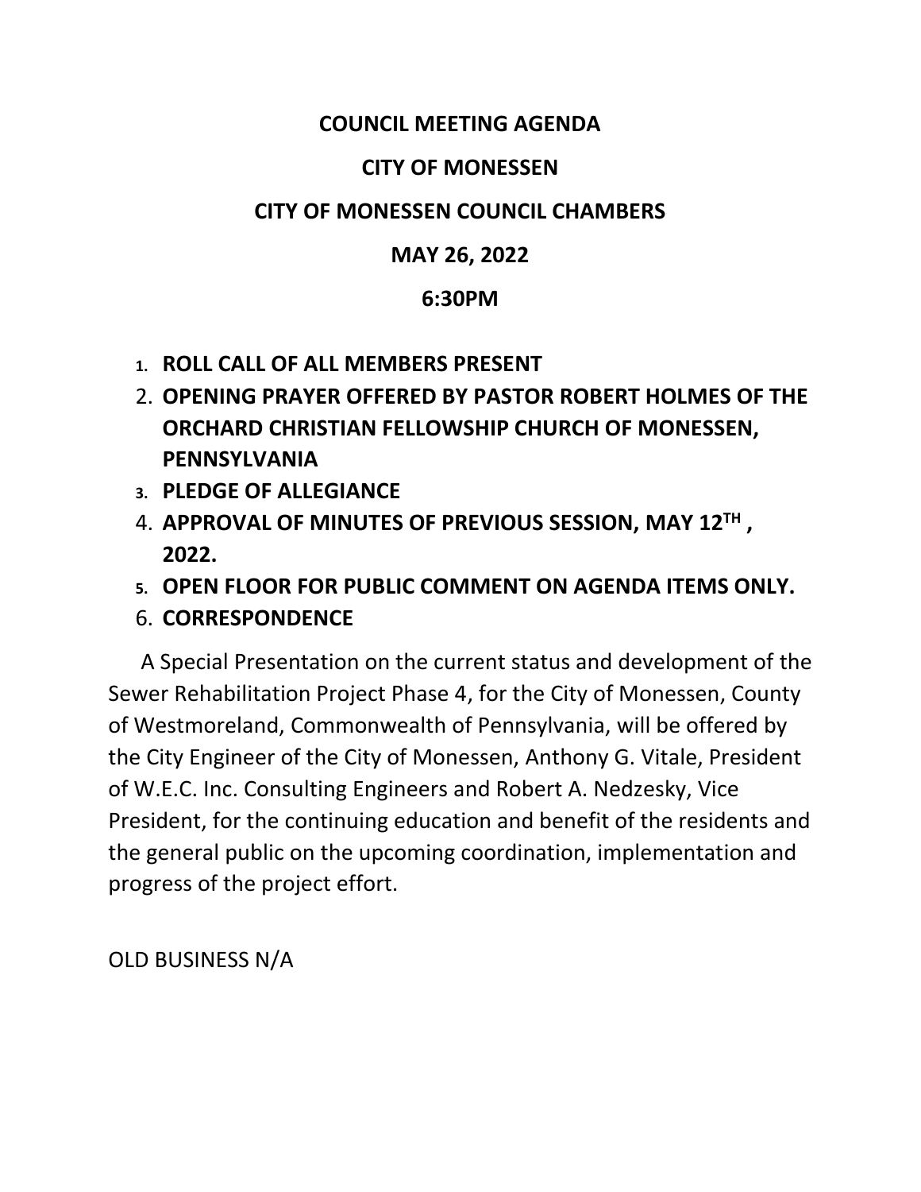# COUNCIL MEETING AGENDA

## CITY OF MONESSEN

## CITY OF MONESSEN COUNCIL CHAMBERS

## MAY 26, 2022

## 6:30PM

1. **ROLL CALL OF ALL MEMBERS PRESENT**
2. **OPENING PRAYER OFFERED BY PASTOR ROBERT HOLMES OF THE ORCHARD CHRISTIAN FELLOWSHIP CHURCH OF MONESSEN, PENNSYLVANIA**
3. **PLEDGE OF ALLEGIANCE**
4. **APPROVAL OF MINUTES OF PREVIOUS SESSION, MAY 12TH , 2022.**
5. **OPEN FLOOR FOR PUBLIC COMMENT ON AGENDA ITEMS ONLY.**
6. **CORRESPONDENCE**

A Special Presentation on the current status and development of the Sewer Rehabilitation Project Phase 4, for the City of Monessen, County of Westmoreland, Commonwealth of Pennsylvania, will be offered by the City Engineer of the City of Monessen, Anthony G. Vitale, President of W.E.C. Inc. Consulting Engineers and Robert A. Nedzesky, Vice President, for the continuing education and benefit of the residents and the general public on the upcoming coordination, implementation and progress of the project effort.

OLD BUSINESS N/A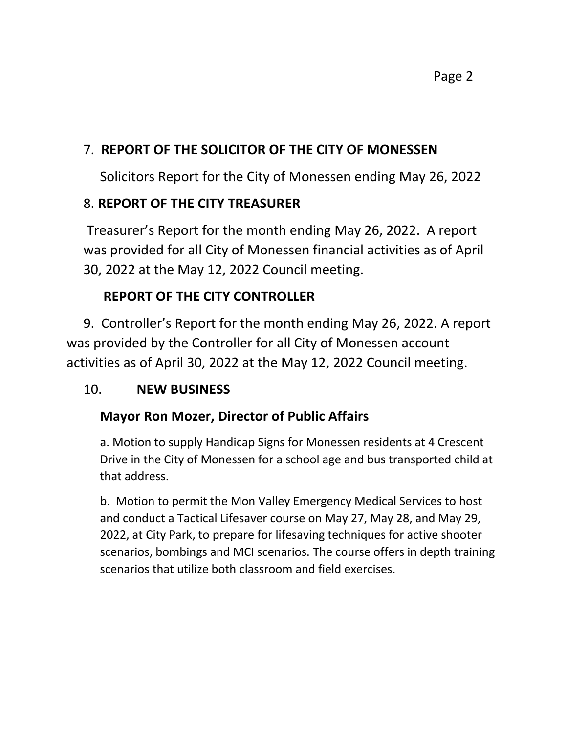## 7. **REPORT OF THE SOLICITOR OF THE CITY OF MONESSEN**

Solicitors Report for the City of Monessen ending May 26, 2022

## 8. **REPORT OF THE CITY TREASURER**

Treasurer's Report for the month ending May 26, 2022. A report was provided for all City of Monessen financial activities as of April 30, 2022 at the May 12, 2022 Council meeting.

## **REPORT OF THE CITY CONTROLLER**

9. Controller's Report for the month ending May 26, 2022. A report was provided by the Controller for all City of Monessen account activities as of April 30, 2022 at the May 12, 2022 Council meeting.

## 10. **NEW BUSINESS**

### **Mayor Ron Mozer, Director of Public Affairs**

a. Motion to supply Handicap Signs for Monessen residents at 4 Crescent Drive in the City of Monessen for a school age and bus transported child at that address.

b. Motion to permit the Mon Valley Emergency Medical Services to host and conduct a Tactical Lifesaver course on May 27, May 28, and May 29, 2022, at City Park, to prepare for lifesaving techniques for active shooter scenarios, bombings and MCI scenarios. The course offers in depth training scenarios that utilize both classroom and field exercises.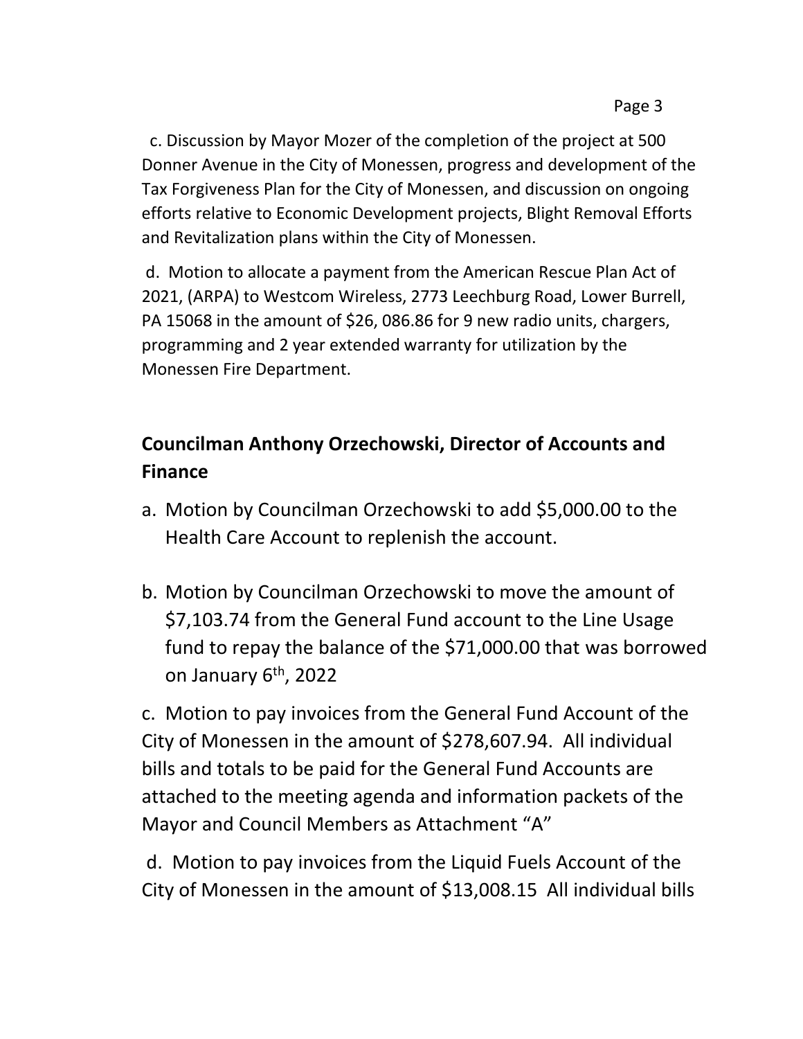c. Discussion by Mayor Mozer of the completion of the project at 500 Donner Avenue in the City of Monessen, progress and development of the Tax Forgiveness Plan for the City of Monessen, and discussion on ongoing efforts relative to Economic Development projects, Blight Removal Efforts and Revitalization plans within the City of Monessen.

d. Motion to allocate a payment from the American Rescue Plan Act of 2021, (ARPA) to Westcom Wireless, 2773 Leechburg Road, Lower Burrell, PA 15068 in the amount of $26, 086.86 for 9 new radio units, chargers, programming and 2 year extended warranty for utilization by the Monessen Fire Department.

**Councilman Anthony Orzechowski, Director of Accounts and Finance**

a. Motion by Councilman Orzechowski to add $5,000.00 to the Health Care Account to replenish the account.

b. Motion by Councilman Orzechowski to move the amount of $7,103.74 from the General Fund account to the Line Usage fund to repay the balance of the $71,000.00 that was borrowed on January 6th, 2022

c. Motion to pay invoices from the General Fund Account of the City of Monessen in the amount of $278,607.94. All individual bills and totals to be paid for the General Fund Accounts are attached to the meeting agenda and information packets of the Mayor and Council Members as Attachment "A"

d. Motion to pay invoices from the Liquid Fuels Account of the City of Monessen in the amount of $13,008.15 All individual bills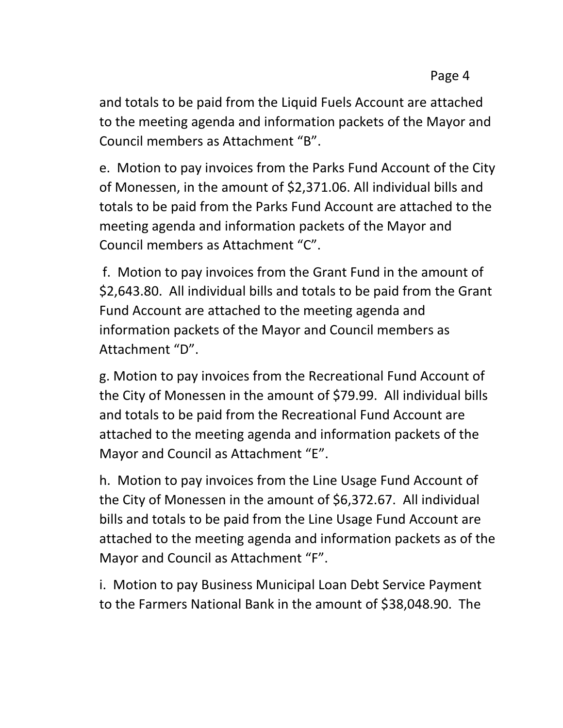and totals to be paid from the Liquid Fuels Account are attached to the meeting agenda and information packets of the Mayor and Council members as Attachment "B".

e. Motion to pay invoices from the Parks Fund Account of the City of Monessen, in the amount of $2,371.06. All individual bills and totals to be paid from the Parks Fund Account are attached to the meeting agenda and information packets of the Mayor and Council members as Attachment "C".

f. Motion to pay invoices from the Grant Fund in the amount of $2,643.80. All individual bills and totals to be paid from the Grant Fund Account are attached to the meeting agenda and information packets of the Mayor and Council members as Attachment "D".

g. Motion to pay invoices from the Recreational Fund Account of the City of Monessen in the amount of $79.99. All individual bills and totals to be paid from the Recreational Fund Account are attached to the meeting agenda and information packets of the Mayor and Council as Attachment "E".

h. Motion to pay invoices from the Line Usage Fund Account of the City of Monessen in the amount of $6,372.67. All individual bills and totals to be paid from the Line Usage Fund Account are attached to the meeting agenda and information packets as of the Mayor and Council as Attachment "F".

i. Motion to pay Business Municipal Loan Debt Service Payment to the Farmers National Bank in the amount of $38,048.90. The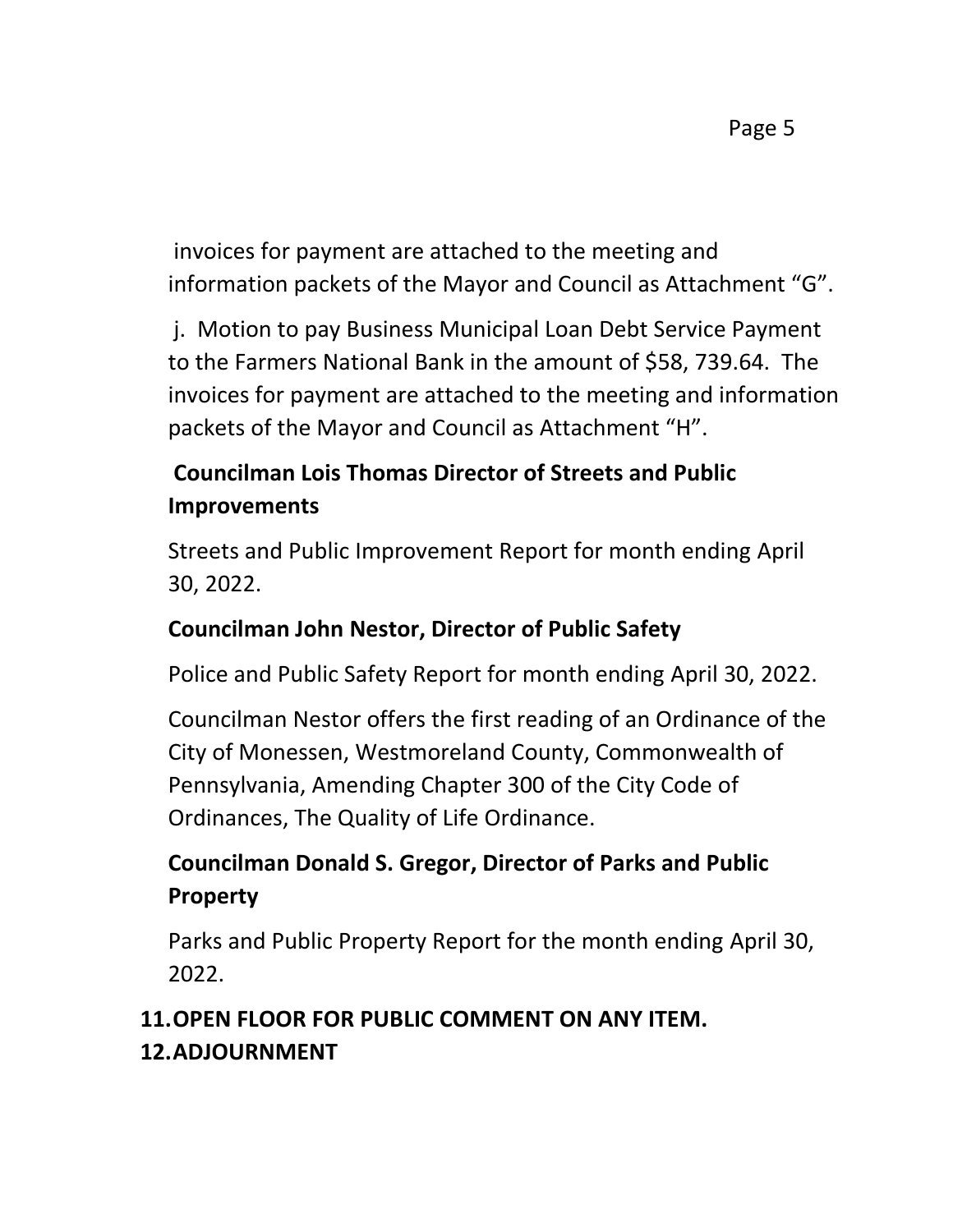invoices for payment are attached to the meeting and information packets of the Mayor and Council as Attachment "G".

j. Motion to pay Business Municipal Loan Debt Service Payment to the Farmers National Bank in the amount of $58, 739.64. The invoices for payment are attached to the meeting and information packets of the Mayor and Council as Attachment "H".

**Councilman Lois Thomas Director of Streets and Public Improvements**

Streets and Public Improvement Report for month ending April 30, 2022.

**Councilman John Nestor, Director of Public Safety**

Police and Public Safety Report for month ending April 30, 2022.

Councilman Nestor offers the first reading of an Ordinance of the City of Monessen, Westmoreland County, Commonwealth of Pennsylvania, Amending Chapter 300 of the City Code of Ordinances, The Quality of Life Ordinance.

**Councilman Donald S. Gregor, Director of Parks and Public Property**

Parks and Public Property Report for the month ending April 30, 2022.

**11. OPEN FLOOR FOR PUBLIC COMMENT ON ANY ITEM.**

**12. ADJOURNMENT**